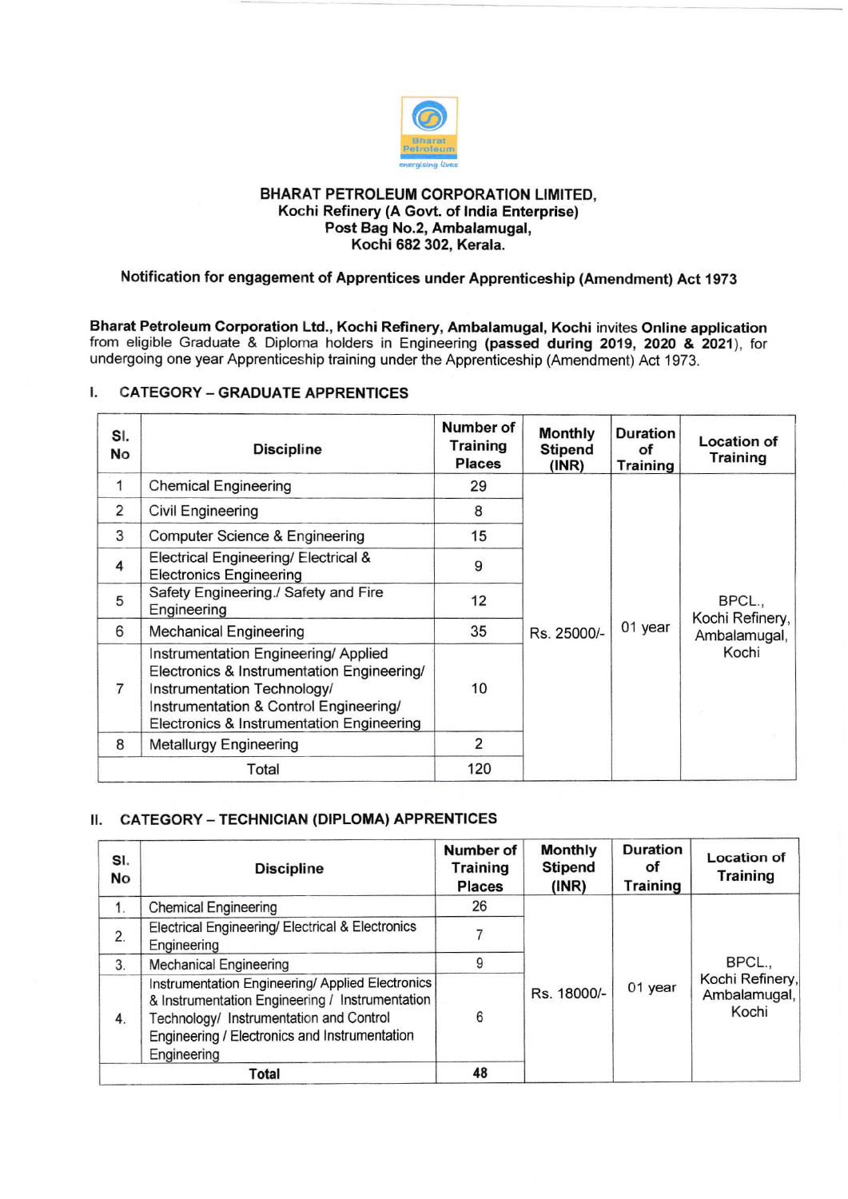**BHARAT PETROLEUM CORPORATION LIMITED,**
**Kochi Refinery (A Govt. of India Enterprise)**
**Post Bag No.2, Ambalamugal,**
**Kochi 682 302, Kerala.**

**Notification for engagement of Apprentices under Apprenticeship (Amendment) Act 1973**

**Bharat Petroleum Corporation Ltd., Kochi Refinery, Ambalamugal, Kochi** invites **Online application** from eligible Graduate & Diploma holders in Engineering **(passed during 2019, 2020 & 2021)**, for undergoing one year Apprenticeship training under the Apprenticeship (Amendment) Act 1973.

## I. CATEGORY – GRADUATE APPRENTICES

| Sl. No | Discipline | Number of Training Places | Monthly Stipend (INR) | Duration of Training | Location of Training |
|---|---|---|---|---|---|
| 1 | Chemical Engineering | 29 | Rs. 25000/- | 01 year | BPCL., Kochi Refinery, Ambalamugal, Kochi |
| 2 | Civil Engineering | 8 | | | |
| 3 | Computer Science & Engineering | 15 | | | |
| 4 | Electrical Engineering/ Electrical & Electronics Engineering | 9 | | | |
| 5 | Safety Engineering./ Safety and Fire Engineering | 12 | | | |
| 6 | Mechanical Engineering | 35 | | | |
| 7 | Instrumentation Engineering/ Applied Electronics & Instrumentation Engineering/ Instrumentation Technology/ Instrumentation & Control Engineering/ Electronics & Instrumentation Engineering | 10 | | | |
| 8 | Metallurgy Engineering | 2 | | | |
| | Total | 120 | | | |

## II. CATEGORY – TECHNICIAN (DIPLOMA) APPRENTICES

| Sl. No | Discipline | Number of Training Places | Monthly Stipend (INR) | Duration of Training | Location of Training |
|---|---|---|---|---|---|
| 1. | Chemical Engineering | 26 | Rs. 18000/- | 01 year | BPCL., Kochi Refinery, Ambalamugal, Kochi |
| 2. | Electrical Engineering/ Electrical & Electronics Engineering | 7 | | | |
| 3. | Mechanical Engineering | 9 | | | |
| 4. | Instrumentation Engineering/ Applied Electronics & Instrumentation Engineering / Instrumentation Technology/ Instrumentation and Control Engineering / Electronics and Instrumentation Engineering | 6 | | | |
| | **Total** | **48** | | | |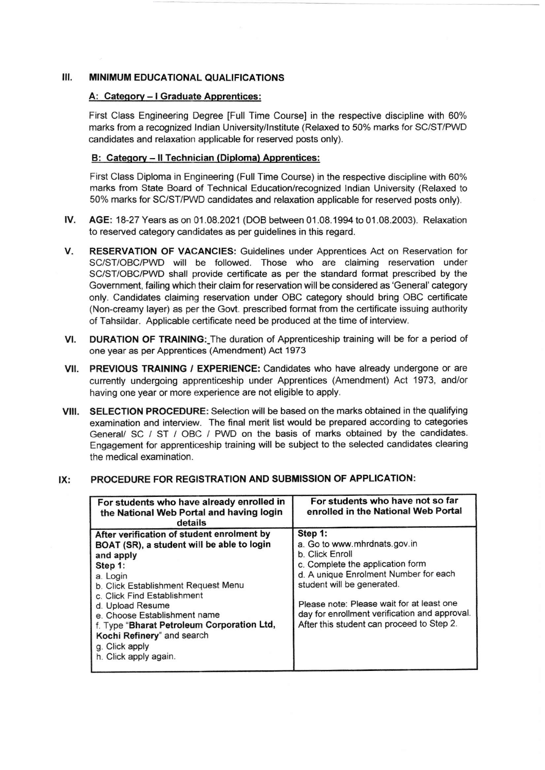## III. MINIMUM EDUCATIONAL QUALIFICATIONS

### A: Category – I Graduate Apprentices:

First Class Engineering Degree [Full Time Course] in the respective discipline with 60% marks from a recognized Indian University/Institute (Relaxed to 50% marks for SC/ST/PWD candidates and relaxation applicable for reserved posts only).

### B: Category – II Technician (Diploma) Apprentices:

First Class Diploma in Engineering (Full Time Course) in the respective discipline with 60% marks from State Board of Technical Education/recognized Indian University (Relaxed to 50% marks for SC/ST/PWD candidates and relaxation applicable for reserved posts only).

**IV. AGE:** 18-27 Years as on 01.08.2021 (DOB between 01.08.1994 to 01.08.2003). Relaxation to reserved category candidates as per guidelines in this regard.

**V. RESERVATION OF VACANCIES:** Guidelines under Apprentices Act on Reservation for SC/ST/OBC/PWD will be followed. Those who are claiming reservation under SC/ST/OBC/PWD shall provide certificate as per the standard format prescribed by the Government, failing which their claim for reservation will be considered as 'General' category only. Candidates claiming reservation under OBC category should bring OBC certificate (Non-creamy layer) as per the Govt. prescribed format from the certificate issuing authority of Tahsildar. Applicable certificate need be produced at the time of interview.

**VI. DURATION OF TRAINING:** The duration of Apprenticeship training will be for a period of one year as per Apprentices (Amendment) Act 1973

**VII. PREVIOUS TRAINING / EXPERIENCE:** Candidates who have already undergone or are currently undergoing apprenticeship under Apprentices (Amendment) Act 1973, and/or having one year or more experience are not eligible to apply.

**VIII. SELECTION PROCEDURE:** Selection will be based on the marks obtained in the qualifying examination and interview. The final merit list would be prepared according to categories General/ SC / ST / OBC / PWD on the basis of marks obtained by the candidates. Engagement for apprenticeship training will be subject to the selected candidates clearing the medical examination.

## IX: PROCEDURE FOR REGISTRATION AND SUBMISSION OF APPLICATION:

| For students who have already enrolled in the National Web Portal and having login details | For students who have not so far enrolled in the National Web Portal |
|---|---|
| **After verification of student enrolment by BOAT (SR), a student will be able to login and apply**<br>**Step 1:**<br>a. Login<br>b. Click Establishment Request Menu<br>c. Click Find Establishment<br>d. Upload Resume<br>e. Choose Establishment name<br>f. Type "**Bharat Petroleum Corporation Ltd, Kochi Refinery**" and search<br>g. Click apply<br>h. Click apply again. | **Step 1:**<br>a. Go to www.mhrdnats.gov.in<br>b. Click Enroll<br>c. Complete the application form<br>d. A unique Enrolment Number for each student will be generated.<br><br>Please note: Please wait for at least one day for enrollment verification and approval. After this student can proceed to Step 2. |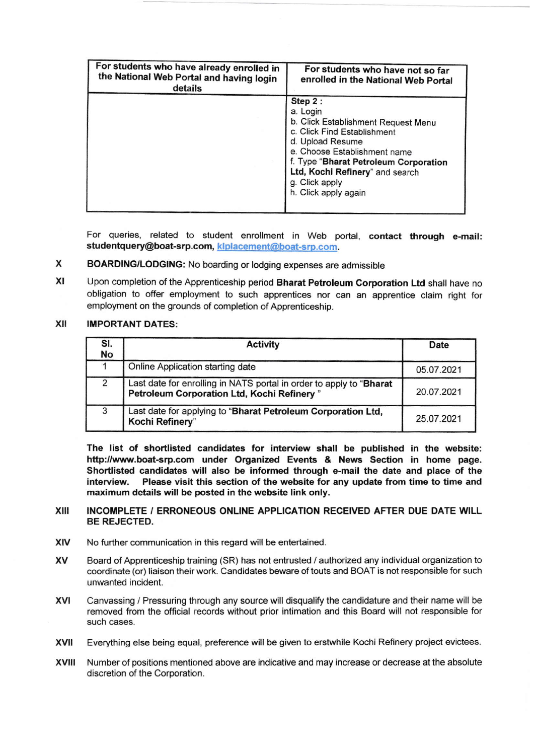| For students who have already enrolled in the National Web Portal and having login details | For students who have not so far enrolled in the National Web Portal |
|---|---|
| | **Step 2 :**<br>a. Login<br>b. Click Establishment Request Menu<br>c. Click Find Establishment<br>d. Upload Resume<br>e. Choose Establishment name<br>f. Type "**Bharat Petroleum Corporation Ltd, Kochi Refinery**" and search<br>g. Click apply<br>h. Click apply again |

For queries, related to student enrollment in Web portal, **contact through e-mail: studentquery@boat-srp.com, klplacement@boat-srp.com.**

**X** **BOARDING/LODGING:** No boarding or lodging expenses are admissible

**XI** Upon completion of the Apprenticeship period **Bharat Petroleum Corporation Ltd** shall have no obligation to offer employment to such apprentices nor can an apprentice claim right for employment on the grounds of completion of Apprenticeship.

**XII** **IMPORTANT DATES:**

| Sl. No | Activity | Date |
|---|---|---|
| 1 | Online Application starting date | 05.07.2021 |
| 2 | Last date for enrolling in NATS portal in order to apply to "**Bharat Petroleum Corporation Ltd, Kochi Refinery** " | 20.07.2021 |
| 3 | Last date for applying to "**Bharat Petroleum Corporation Ltd, Kochi Refinery**" | 25.07.2021 |

**The list of shortlisted candidates for interview shall be published in the website: http://www.boat-srp.com under Organized Events & News Section in home page. Shortlisted candidates will also be informed through e-mail the date and place of the interview. Please visit this section of the website for any update from time to time and maximum details will be posted in the website link only.**

**XIII** **INCOMPLETE / ERRONEOUS ONLINE APPLICATION RECEIVED AFTER DUE DATE WILL BE REJECTED.**

**XIV** No further communication in this regard will be entertained.

**XV** Board of Apprenticeship training (SR) has not entrusted / authorized any individual organization to coordinate (or) liaison their work. Candidates beware of touts and BOAT is not responsible for such unwanted incident.

**XVI** Canvassing / Pressuring through any source will disqualify the candidature and their name will be removed from the official records without prior intimation and this Board will not responsible for such cases.

**XVII** Everything else being equal, preference will be given to erstwhile Kochi Refinery project evictees.

**XVIII** Number of positions mentioned above are indicative and may increase or decrease at the absolute discretion of the Corporation.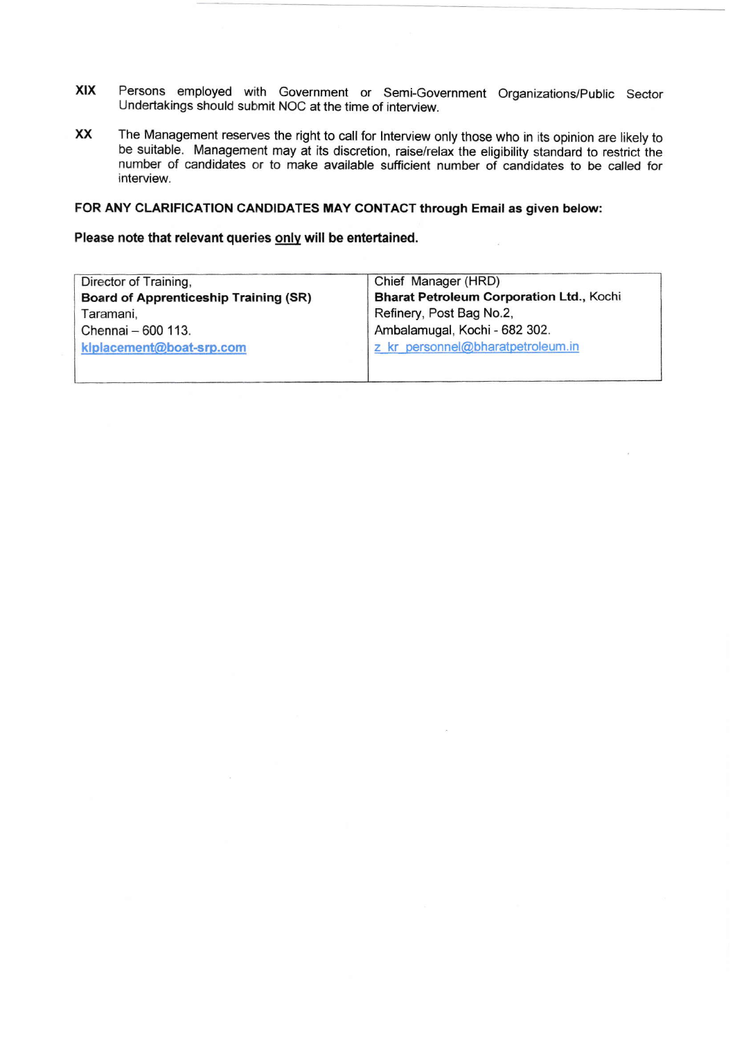XIX Persons employed with Government or Semi-Government Organizations/Public Sector Undertakings should submit NOC at the time of interview.

XX The Management reserves the right to call for Interview only those who in its opinion are likely to be suitable. Management may at its discretion, raise/relax the eligibility standard to restrict the number of candidates or to make available sufficient number of candidates to be called for interview.

**FOR ANY CLARIFICATION CANDIDATES MAY CONTACT through Email as given below:**

**Please note that relevant queries only will be entertained.**

| | |
|---|---|
| Director of Training,<br>**Board of Apprenticeship Training (SR)**<br>Taramani,<br>Chennai – 600 113.<br>**klplacement@boat-srp.com** | Chief Manager (HRD)<br>**Bharat Petroleum Corporation Ltd.**, Kochi Refinery, Post Bag No.2,<br>Ambalamugal, Kochi - 682 302.<br>z_kr_personnel@bharatpetroleum.in |